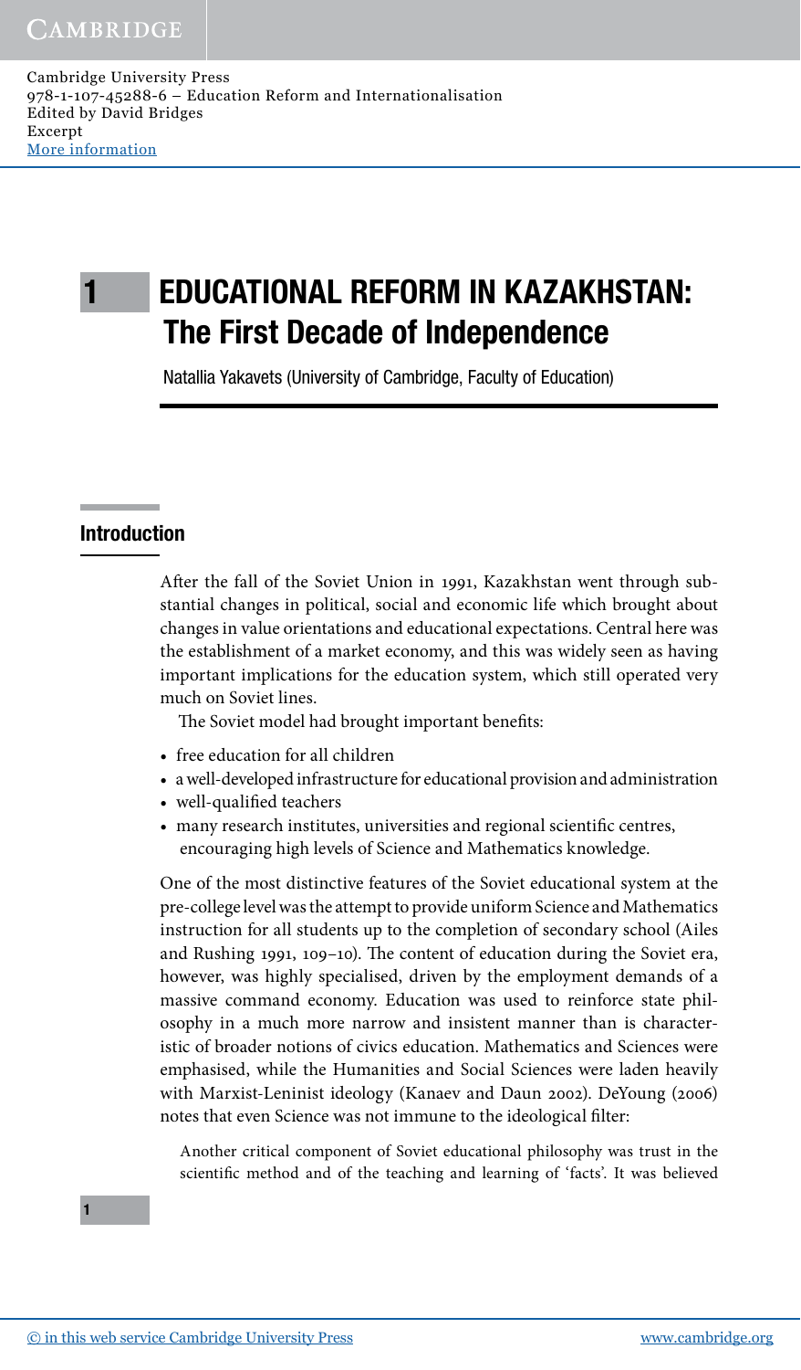# 1 EDUCATIONAL REFORM IN KAZAKHSTAN: The First Decade of Independence

Natallia Yakavets (University of Cambridge, Faculty of Education)

## Introduction

After the fall of the Soviet Union in 1991, Kazakhstan went through substantial changes in political, social and economic life which brought about changes in value orientations and educational expectations. Central here was the establishment of a market economy, and this was widely seen as having important implications for the education system, which still operated very much on Soviet lines.

The Soviet model had brought important benefits:

- free education for all children
- a well-developed infrastructure for educational provision and administration
- well-qualified teachers
- many research institutes, universities and regional scientific centres, encouraging high levels of Science and Mathematics knowledge.

One of the most distinctive features of the Soviet educational system at the pre-college level was the attempt to provide uniform Science and Mathematics instruction for all students up to the completion of secondary school (Ailes and Rushing 1991, 109–10). The content of education during the Soviet era, however, was highly specialised, driven by the employment demands of a massive command economy. Education was used to reinforce state philosophy in a much more narrow and insistent manner than is characteristic of broader notions of civics education. Mathematics and Sciences were emphasised, while the Humanities and Social Sciences were laden heavily with Marxist-Leninist ideology (Kanaev and Daun 2002). DeYoung (2006) notes that even Science was not immune to the ideological filter:

> Another critical component of Soviet educational philosophy was trust in the scientific method and of the teaching and learning of 'facts'. It was believed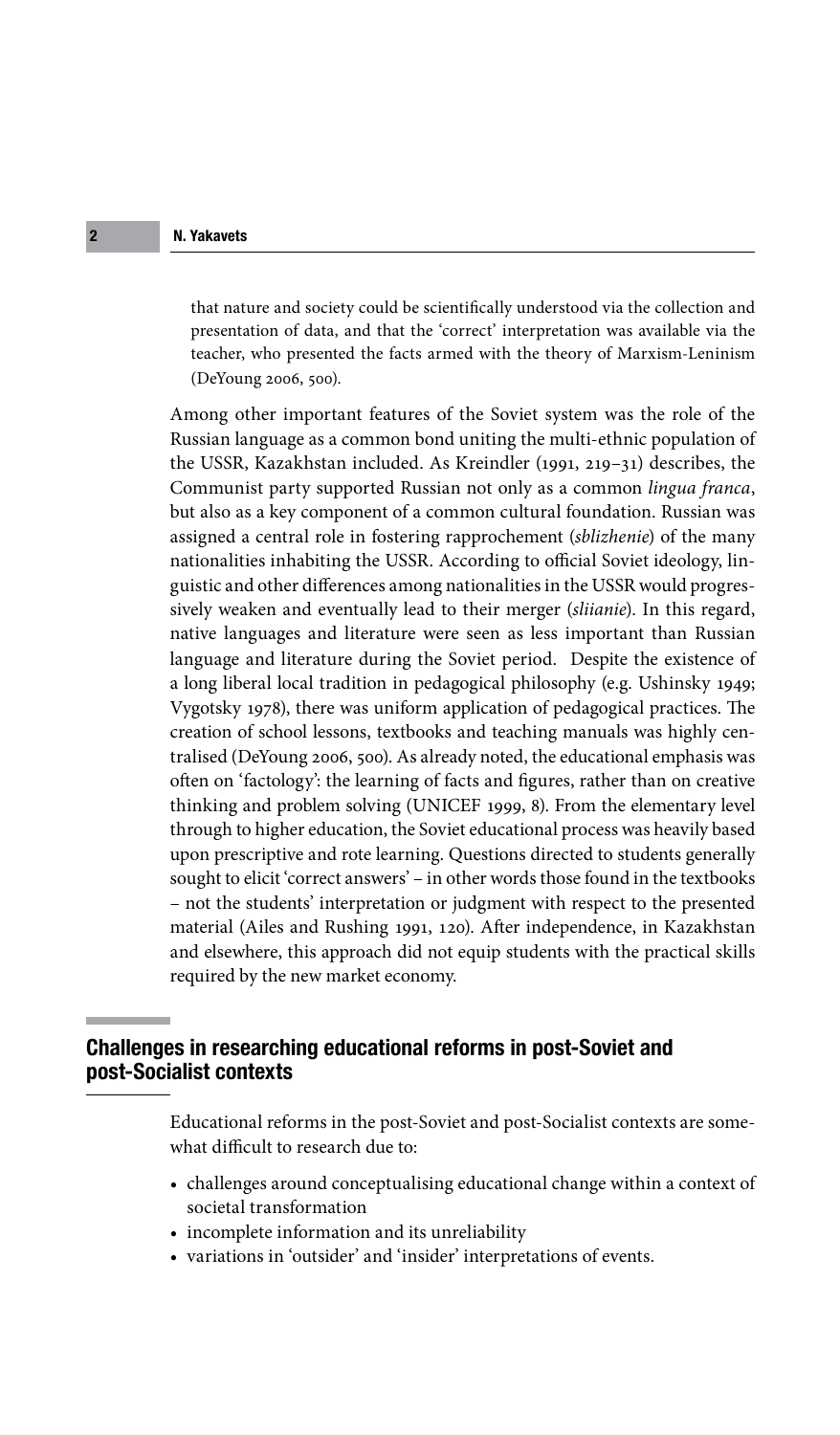that nature and society could be scientifically understood via the collection and presentation of data, and that the 'correct' interpretation was available via the teacher, who presented the facts armed with the theory of Marxism-Leninism (DeYoung 2006, 500).

Among other important features of the Soviet system was the role of the Russian language as a common bond uniting the multi-ethnic population of the USSR, Kazakhstan included. As Kreindler (1991, 219–31) describes, the Communist party supported Russian not only as a common *lingua franca*, but also as a key component of a common cultural foundation. Russian was assigned a central role in fostering rapprochement (*sblizhenie*) of the many nationalities inhabiting the USSR. According to official Soviet ideology, linguistic and other differences among nationalities in the USSR would progressively weaken and eventually lead to their merger (*sliianie*). In this regard, native languages and literature were seen as less important than Russian language and literature during the Soviet period. Despite the existence of a long liberal local tradition in pedagogical philosophy (e.g. Ushinsky 1949; Vygotsky 1978), there was uniform application of pedagogical practices. The creation of school lessons, textbooks and teaching manuals was highly centralised (DeYoung 2006, 500). As already noted, the educational emphasis was often on 'factology': the learning of facts and figures, rather than on creative thinking and problem solving (UNICEF 1999, 8). From the elementary level through to higher education, the Soviet educational process was heavily based upon prescriptive and rote learning. Questions directed to students generally sought to elicit 'correct answers' – in other words those found in the textbooks – not the students' interpretation or judgment with respect to the presented material (Ailes and Rushing 1991, 120). After independence, in Kazakhstan and elsewhere, this approach did not equip students with the practical skills required by the new market economy.

## Challenges in researching educational reforms in post-Soviet and post-Socialist contexts

Educational reforms in the post-Soviet and post-Socialist contexts are somewhat difficult to research due to:

- challenges around conceptualising educational change within a context of societal transformation
- incomplete information and its unreliability
- variations in 'outsider' and 'insider' interpretations of events.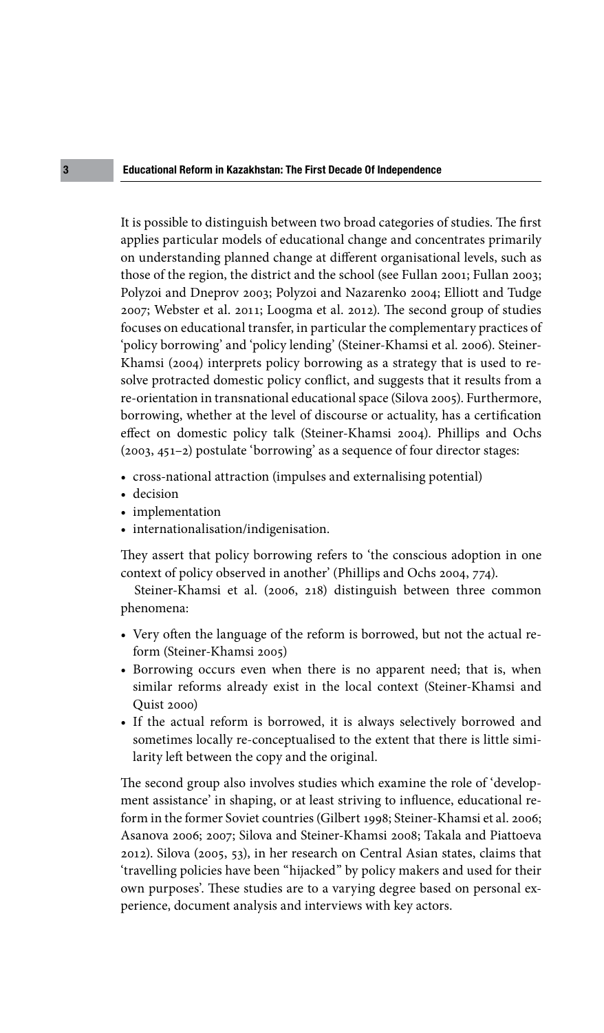It is possible to distinguish between two broad categories of studies. The first applies particular models of educational change and concentrates primarily on understanding planned change at different organisational levels, such as those of the region, the district and the school (see Fullan 2001; Fullan 2003; Polyzoi and Dneprov 2003; Polyzoi and Nazarenko 2004; Elliott and Tudge 2007; Webster et al. 2011; Loogma et al. 2012). The second group of studies focuses on educational transfer, in particular the complementary practices of 'policy borrowing' and 'policy lending' (Steiner-Khamsi et al. 2006). Steiner-Khamsi (2004) interprets policy borrowing as a strategy that is used to resolve protracted domestic policy conflict, and suggests that it results from a re-orientation in transnational educational space (Silova 2005). Furthermore, borrowing, whether at the level of discourse or actuality, has a certification effect on domestic policy talk (Steiner-Khamsi 2004). Phillips and Ochs (2003, 451–2) postulate 'borrowing' as a sequence of four director stages:

- cross-national attraction (impulses and externalising potential)
- decision
- implementation
- internationalisation/indigenisation.

They assert that policy borrowing refers to 'the conscious adoption in one context of policy observed in another' (Phillips and Ochs 2004, 774).

Steiner-Khamsi et al. (2006, 218) distinguish between three common phenomena:

- Very often the language of the reform is borrowed, but not the actual reform (Steiner-Khamsi 2005)
- Borrowing occurs even when there is no apparent need; that is, when similar reforms already exist in the local context (Steiner-Khamsi and Quist 2000)
- If the actual reform is borrowed, it is always selectively borrowed and sometimes locally re-conceptualised to the extent that there is little similarity left between the copy and the original.

The second group also involves studies which examine the role of 'development assistance' in shaping, or at least striving to influence, educational reform in the former Soviet countries (Gilbert 1998; Steiner-Khamsi et al. 2006; Asanova 2006; 2007; Silova and Steiner-Khamsi 2008; Takala and Piattoeva 2012). Silova (2005, 53), in her research on Central Asian states, claims that 'travelling policies have been "hijacked" by policy makers and used for their own purposes'. These studies are to a varying degree based on personal experience, document analysis and interviews with key actors.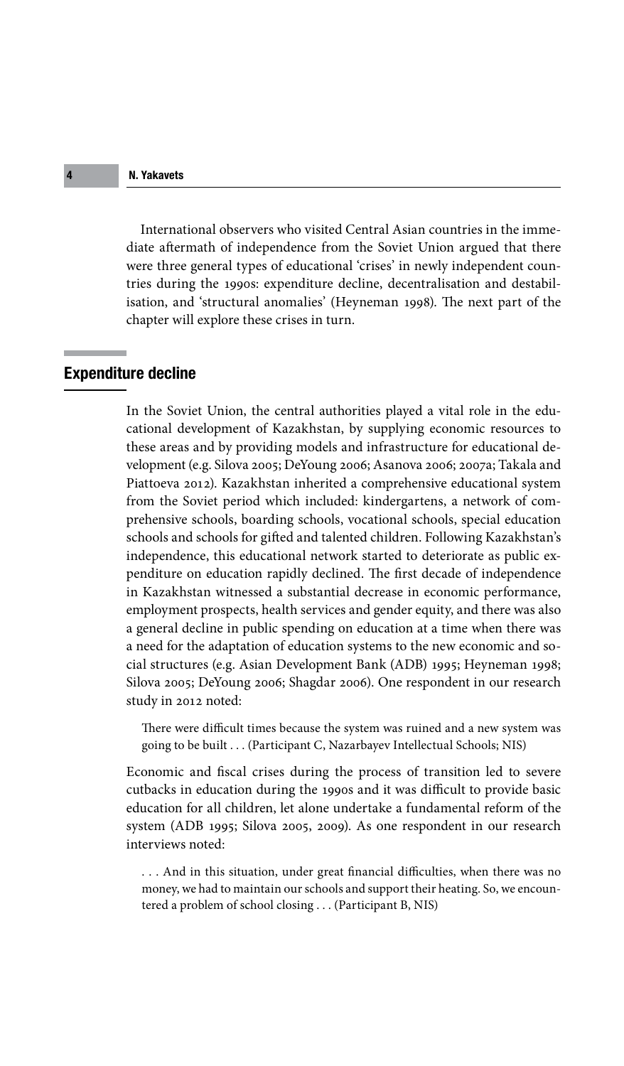International observers who visited Central Asian countries in the immediate aftermath of independence from the Soviet Union argued that there were three general types of educational 'crises' in newly independent countries during the 1990s: expenditure decline, decentralisation and destabilisation, and 'structural anomalies' (Heyneman 1998). The next part of the chapter will explore these crises in turn.

## Expenditure decline

In the Soviet Union, the central authorities played a vital role in the educational development of Kazakhstan, by supplying economic resources to these areas and by providing models and infrastructure for educational development (e.g. Silova 2005; DeYoung 2006; Asanova 2006; 2007a; Takala and Piattoeva 2012). Kazakhstan inherited a comprehensive educational system from the Soviet period which included: kindergartens, a network of comprehensive schools, boarding schools, vocational schools, special education schools and schools for gifted and talented children. Following Kazakhstan's independence, this educational network started to deteriorate as public expenditure on education rapidly declined. The first decade of independence in Kazakhstan witnessed a substantial decrease in economic performance, employment prospects, health services and gender equity, and there was also a general decline in public spending on education at a time when there was a need for the adaptation of education systems to the new economic and social structures (e.g. Asian Development Bank (ADB) 1995; Heyneman 1998; Silova 2005; DeYoung 2006; Shagdar 2006). One respondent in our research study in 2012 noted:

> There were difficult times because the system was ruined and a new system was going to be built . . . (Participant C, Nazarbayev Intellectual Schools; NIS)

Economic and fiscal crises during the process of transition led to severe cutbacks in education during the 1990s and it was difficult to provide basic education for all children, let alone undertake a fundamental reform of the system (ADB 1995; Silova 2005, 2009). As one respondent in our research interviews noted:

> . . . And in this situation, under great financial difficulties, when there was no money, we had to maintain our schools and support their heating. So, we encountered a problem of school closing . . . (Participant B, NIS)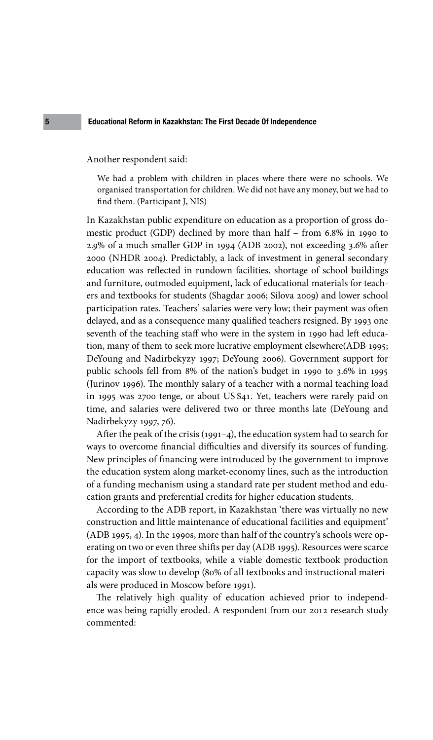Another respondent said:

> We had a problem with children in places where there were no schools. We organised transportation for children. We did not have any money, but we had to find them. (Participant J, NIS)

In Kazakhstan public expenditure on education as a proportion of gross domestic product (GDP) declined by more than half – from 6.8% in 1990 to 2.9% of a much smaller GDP in 1994 (ADB 2002), not exceeding 3.6% after 2000 (NHDR 2004). Predictably, a lack of investment in general secondary education was reflected in rundown facilities, shortage of school buildings and furniture, outmoded equipment, lack of educational materials for teachers and textbooks for students (Shagdar 2006; Silova 2009) and lower school participation rates. Teachers' salaries were very low; their payment was often delayed, and as a consequence many qualified teachers resigned. By 1993 one seventh of the teaching staff who were in the system in 1990 had left education, many of them to seek more lucrative employment elsewhere(ADB 1995; DeYoung and Nadirbekyzy 1997; DeYoung 2006). Government support for public schools fell from 8% of the nation's budget in 1990 to 3.6% in 1995 (Jurinov 1996). The monthly salary of a teacher with a normal teaching load in 1995 was 2700 tenge, or about US $41. Yet, teachers were rarely paid on time, and salaries were delivered two or three months late (DeYoung and Nadirbekyzy 1997, 76).

After the peak of the crisis (1991–4), the education system had to search for ways to overcome financial difficulties and diversify its sources of funding. New principles of financing were introduced by the government to improve the education system along market-economy lines, such as the introduction of a funding mechanism using a standard rate per student method and education grants and preferential credits for higher education students.

According to the ADB report, in Kazakhstan 'there was virtually no new construction and little maintenance of educational facilities and equipment' (ADB 1995, 4). In the 1990s, more than half of the country's schools were operating on two or even three shifts per day (ADB 1995). Resources were scarce for the import of textbooks, while a viable domestic textbook production capacity was slow to develop (80% of all textbooks and instructional materials were produced in Moscow before 1991).

The relatively high quality of education achieved prior to independence was being rapidly eroded. A respondent from our 2012 research study commented: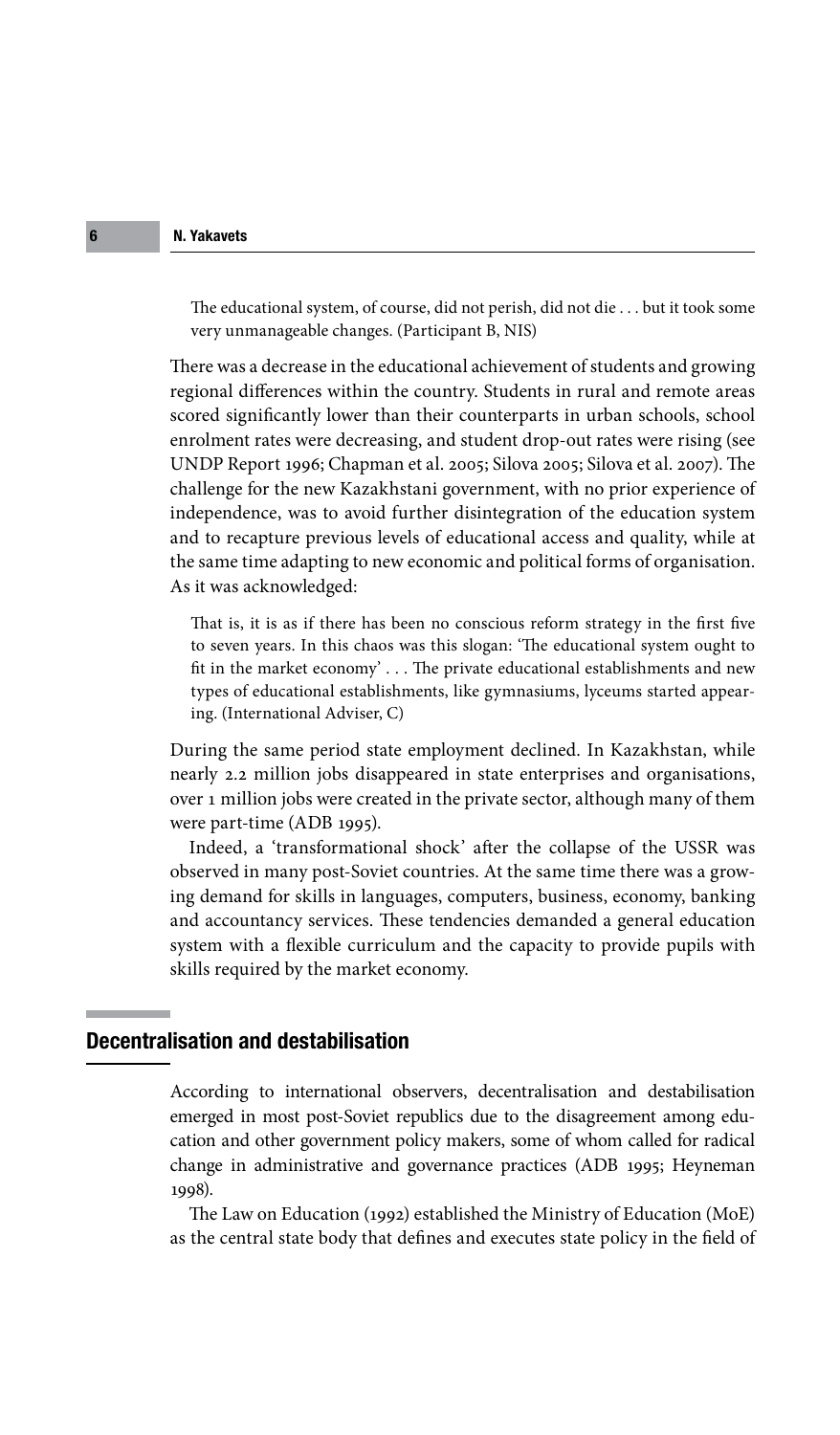> The educational system, of course, did not perish, did not die . . . but it took some very unmanageable changes. (Participant B, NIS)

There was a decrease in the educational achievement of students and growing regional differences within the country. Students in rural and remote areas scored significantly lower than their counterparts in urban schools, school enrolment rates were decreasing, and student drop-out rates were rising (see UNDP Report 1996; Chapman et al. 2005; Silova 2005; Silova et al. 2007). The challenge for the new Kazakhstani government, with no prior experience of independence, was to avoid further disintegration of the education system and to recapture previous levels of educational access and quality, while at the same time adapting to new economic and political forms of organisation. As it was acknowledged:

> That is, it is as if there has been no conscious reform strategy in the first five to seven years. In this chaos was this slogan: 'The educational system ought to fit in the market economy' . . . The private educational establishments and new types of educational establishments, like gymnasiums, lyceums started appearing. (International Adviser, C)

During the same period state employment declined. In Kazakhstan, while nearly 2.2 million jobs disappeared in state enterprises and organisations, over 1 million jobs were created in the private sector, although many of them were part-time (ADB 1995).

Indeed, a 'transformational shock' after the collapse of the USSR was observed in many post-Soviet countries. At the same time there was a growing demand for skills in languages, computers, business, economy, banking and accountancy services. These tendencies demanded a general education system with a flexible curriculum and the capacity to provide pupils with skills required by the market economy.

## Decentralisation and destabilisation

According to international observers, decentralisation and destabilisation emerged in most post-Soviet republics due to the disagreement among education and other government policy makers, some of whom called for radical change in administrative and governance practices (ADB 1995; Heyneman 1998).

The Law on Education (1992) established the Ministry of Education (MoE) as the central state body that defines and executes state policy in the field of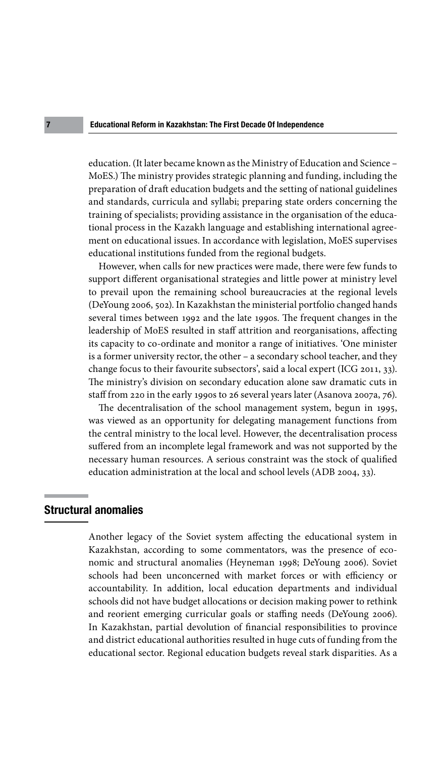education. (It later became known as the Ministry of Education and Science – MoES.) The ministry provides strategic planning and funding, including the preparation of draft education budgets and the setting of national guidelines and standards, curricula and syllabi; preparing state orders concerning the training of specialists; providing assistance in the organisation of the educational process in the Kazakh language and establishing international agreement on educational issues. In accordance with legislation, MoES supervises educational institutions funded from the regional budgets.

However, when calls for new practices were made, there were few funds to support different organisational strategies and little power at ministry level to prevail upon the remaining school bureaucracies at the regional levels (DeYoung 2006, 502). In Kazakhstan the ministerial portfolio changed hands several times between 1992 and the late 1990s. The frequent changes in the leadership of MoES resulted in staff attrition and reorganisations, affecting its capacity to co-ordinate and monitor a range of initiatives. 'One minister is a former university rector, the other – a secondary school teacher, and they change focus to their favourite subsectors', said a local expert (ICG 2011, 33). The ministry's division on secondary education alone saw dramatic cuts in staff from 220 in the early 1990s to 26 several years later (Asanova 2007a, 76).

The decentralisation of the school management system, begun in 1995, was viewed as an opportunity for delegating management functions from the central ministry to the local level. However, the decentralisation process suffered from an incomplete legal framework and was not supported by the necessary human resources. A serious constraint was the stock of qualified education administration at the local and school levels (ADB 2004, 33).

## Structural anomalies

Another legacy of the Soviet system affecting the educational system in Kazakhstan, according to some commentators, was the presence of economic and structural anomalies (Heyneman 1998; DeYoung 2006). Soviet schools had been unconcerned with market forces or with efficiency or accountability. In addition, local education departments and individual schools did not have budget allocations or decision making power to rethink and reorient emerging curricular goals or staffing needs (DeYoung 2006). In Kazakhstan, partial devolution of financial responsibilities to province and district educational authorities resulted in huge cuts of funding from the educational sector. Regional education budgets reveal stark disparities. As a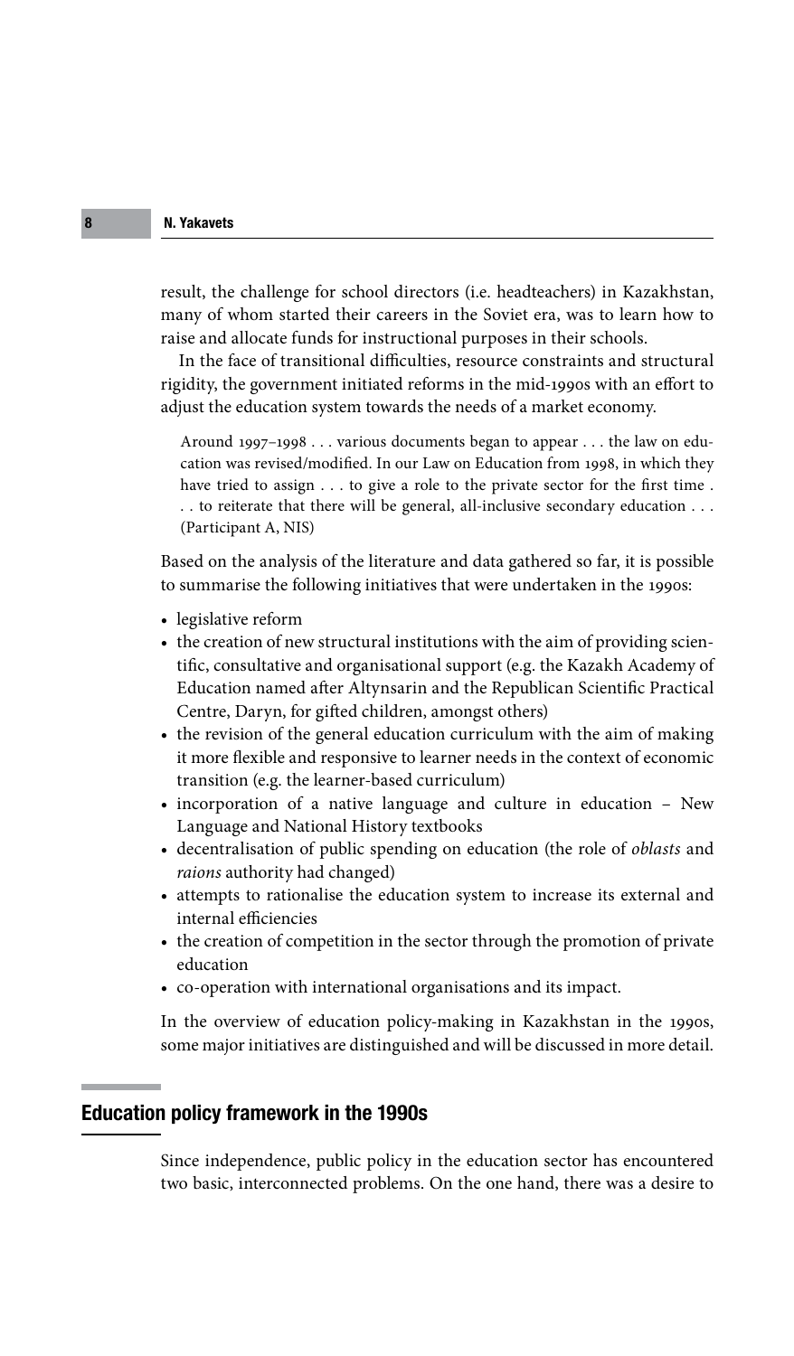result, the challenge for school directors (i.e. headteachers) in Kazakhstan, many of whom started their careers in the Soviet era, was to learn how to raise and allocate funds for instructional purposes in their schools.

In the face of transitional difficulties, resource constraints and structural rigidity, the government initiated reforms in the mid-1990s with an effort to adjust the education system towards the needs of a market economy.

> Around 1997–1998 . . . various documents began to appear . . . the law on education was revised/modified. In our Law on Education from 1998, in which they have tried to assign . . . to give a role to the private sector for the first time . . . to reiterate that there will be general, all-inclusive secondary education . . . (Participant A, NIS)

Based on the analysis of the literature and data gathered so far, it is possible to summarise the following initiatives that were undertaken in the 1990s:

- legislative reform
- the creation of new structural institutions with the aim of providing scientific, consultative and organisational support (e.g. the Kazakh Academy of Education named after Altynsarin and the Republican Scientific Practical Centre, Daryn, for gifted children, amongst others)
- the revision of the general education curriculum with the aim of making it more flexible and responsive to learner needs in the context of economic transition (e.g. the learner-based curriculum)
- incorporation of a native language and culture in education – New Language and National History textbooks
- decentralisation of public spending on education (the role of *oblasts* and *raions* authority had changed)
- attempts to rationalise the education system to increase its external and internal efficiencies
- the creation of competition in the sector through the promotion of private education
- co-operation with international organisations and its impact.

In the overview of education policy-making in Kazakhstan in the 1990s, some major initiatives are distinguished and will be discussed in more detail.

## Education policy framework in the 1990s

Since independence, public policy in the education sector has encountered two basic, interconnected problems. On the one hand, there was a desire to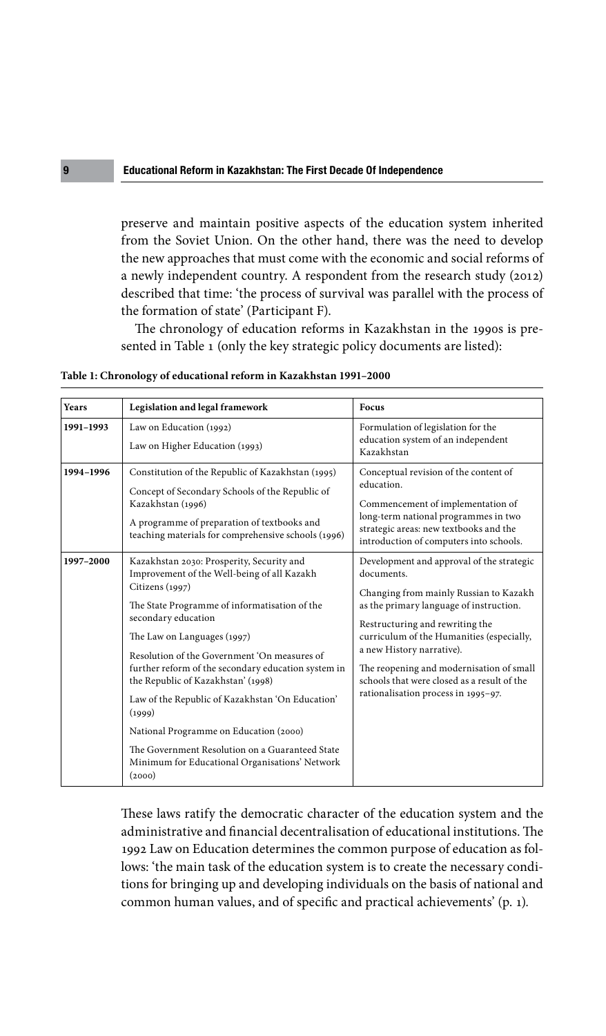preserve and maintain positive aspects of the education system inherited from the Soviet Union. On the other hand, there was the need to develop the new approaches that must come with the economic and social reforms of a newly independent country. A respondent from the research study (2012) described that time: 'the process of survival was parallel with the process of the formation of state' (Participant F).

The chronology of education reforms in Kazakhstan in the 1990s is presented in Table 1 (only the key strategic policy documents are listed):

**Table 1: Chronology of educational reform in Kazakhstan 1991–2000**

| Years | Legislation and legal framework | Focus |
|---|---|---|
| **1991–1993** | Law on Education (1992)<br>Law on Higher Education (1993) | Formulation of legislation for the education system of an independent Kazakhstan |
| **1994–1996** | Constitution of the Republic of Kazakhstan (1995)<br>Concept of Secondary Schools of the Republic of Kazakhstan (1996)<br>A programme of preparation of textbooks and teaching materials for comprehensive schools (1996) | Conceptual revision of the content of education.<br>Commencement of implementation of long-term national programmes in two strategic areas: new textbooks and the introduction of computers into schools. |
| **1997–2000** | Kazakhstan 2030: Prosperity, Security and Improvement of the Well-being of all Kazakh Citizens (1997)<br>The State Programme of informatisation of the secondary education<br>The Law on Languages (1997)<br>Resolution of the Government 'On measures of further reform of the secondary education system in the Republic of Kazakhstan' (1998)<br>Law of the Republic of Kazakhstan 'On Education' (1999)<br>National Programme on Education (2000)<br>The Government Resolution on a Guaranteed State Minimum for Educational Organisations' Network (2000) | Development and approval of the strategic documents.<br>Changing from mainly Russian to Kazakh as the primary language of instruction.<br>Restructuring and rewriting the curriculum of the Humanities (especially, a new History narrative).<br>The reopening and modernisation of small schools that were closed as a result of the rationalisation process in 1995–97. |

These laws ratify the democratic character of the education system and the administrative and financial decentralisation of educational institutions. The 1992 Law on Education determines the common purpose of education as follows: 'the main task of the education system is to create the necessary conditions for bringing up and developing individuals on the basis of national and common human values, and of specific and practical achievements' (p. 1).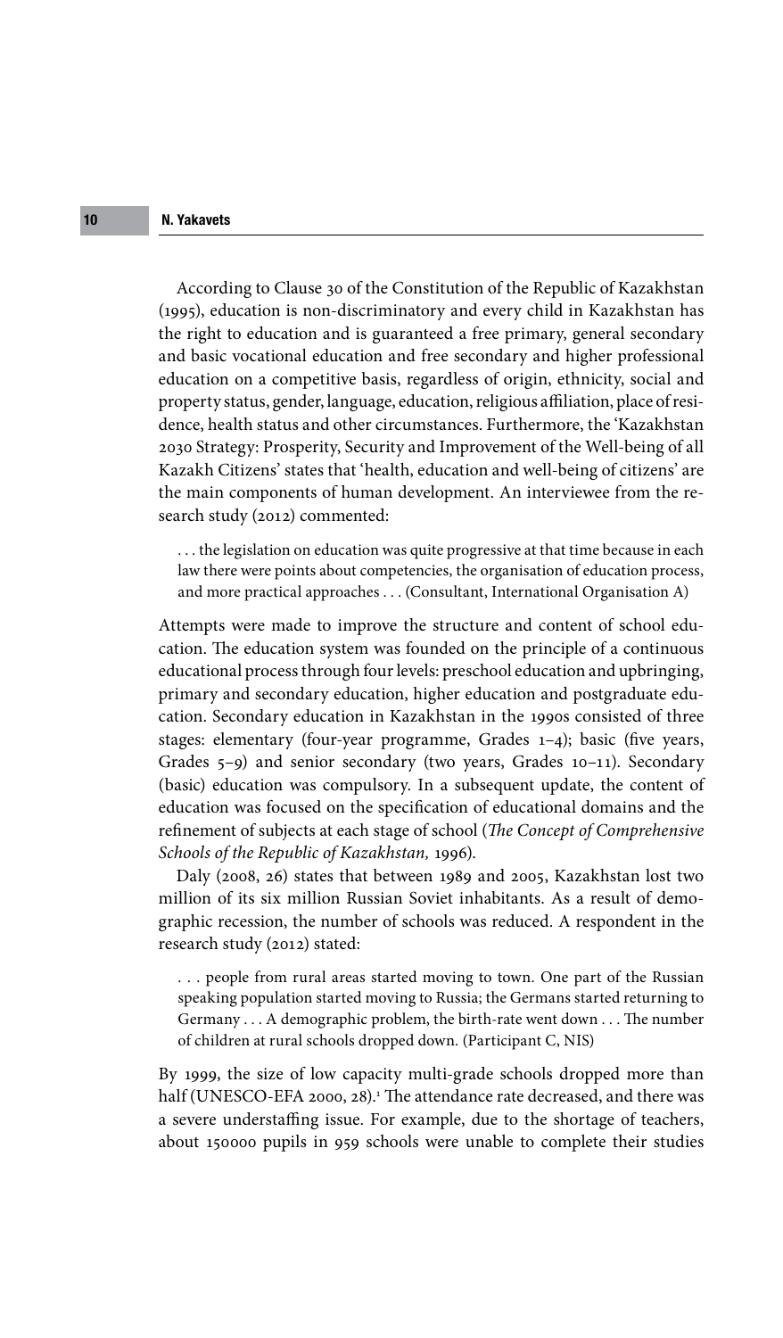According to Clause 30 of the Constitution of the Republic of Kazakhstan (1995), education is non-discriminatory and every child in Kazakhstan has the right to education and is guaranteed a free primary, general secondary and basic vocational education and free secondary and higher professional education on a competitive basis, regardless of origin, ethnicity, social and property status, gender, language, education, religious affiliation, place of residence, health status and other circumstances. Furthermore, the 'Kazakhstan 2030 Strategy: Prosperity, Security and Improvement of the Well-being of all Kazakh Citizens' states that 'health, education and well-being of citizens' are the main components of human development. An interviewee from the research study (2012) commented:

> . . . the legislation on education was quite progressive at that time because in each law there were points about competencies, the organisation of education process, and more practical approaches . . . (Consultant, International Organisation A)

Attempts were made to improve the structure and content of school education. The education system was founded on the principle of a continuous educational process through four levels: preschool education and upbringing, primary and secondary education, higher education and postgraduate education. Secondary education in Kazakhstan in the 1990s consisted of three stages: elementary (four-year programme, Grades 1–4); basic (five years, Grades 5–9) and senior secondary (two years, Grades 10–11). Secondary (basic) education was compulsory. In a subsequent update, the content of education was focused on the specification of educational domains and the refinement of subjects at each stage of school (*The Concept of Comprehensive Schools of the Republic of Kazakhstan,* 1996).

Daly (2008, 26) states that between 1989 and 2005, Kazakhstan lost two million of its six million Russian Soviet inhabitants. As a result of demographic recession, the number of schools was reduced. A respondent in the research study (2012) stated:

> . . . people from rural areas started moving to town. One part of the Russian speaking population started moving to Russia; the Germans started returning to Germany . . . A demographic problem, the birth-rate went down . . . The number of children at rural schools dropped down. (Participant C, NIS)

By 1999, the size of low capacity multi-grade schools dropped more than half (UNESCO-EFA 2000, 28).[1] The attendance rate decreased, and there was a severe understaffing issue. For example, due to the shortage of teachers, about 150000 pupils in 959 schools were unable to complete their studies